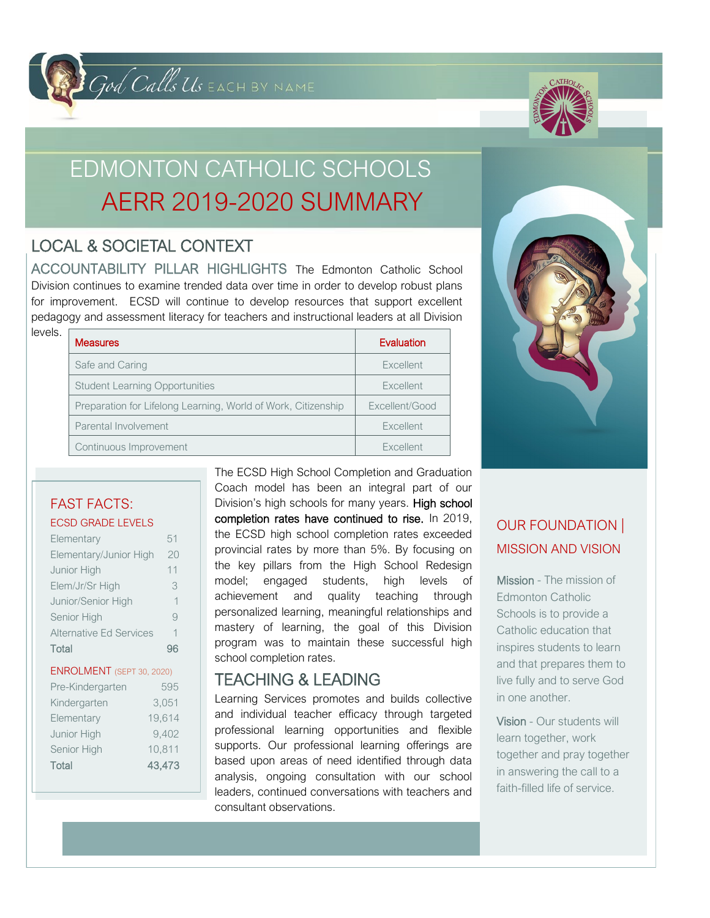God Calls Us EACH BY NAME

# EDMONTON CATHOLIC SCHOOLS

# AERR 2019-2020 SUMMARY

## LOCAL & SOCIETAL CONTEXT

**ACCOUNTABILITY PILLAR HIGHLIGHTS** The Edmonton Catholic School Division continues to examine trended data over time in order to develop robust plans for improvement. ECSD will continue to develop resources that support excellent pedagogy and assessment literacy for teachers and instructional leaders at all Division levels.

| Measures | Evaluation |
|---|---|
| Safe and Caring | Excellent |
| Student Learning Opportunities | Excellent |
| Preparation for Lifelong Learning, World of Work, Citizenship | Excellent/Good |
| Parental Involvement | Excellent |
| Continuous Improvement | Excellent |

### FAST FACTS:

**ECSD GRADE LEVELS**

| | |
|---|---|
| Elementary | 51 |
| Elementary/Junior High | 20 |
| Junior High | 11 |
| Elem/Jr/Sr High | 3 |
| Junior/Senior High | 1 |
| Senior High | 9 |
| Alternative Ed Services | 1 |
| Total | 96 |

**ENROLMENT** (SEPT 30, 2020)

| | |
|---|---|
| Pre-Kindergarten | 595 |
| Kindergarten | 3,051 |
| Elementary | 19,614 |
| Junior High | 9,402 |
| Senior High | 10,811 |
| Total | 43,473 |

The ECSD High School Completion and Graduation Coach model has been an integral part of our Division's high schools for many years. **High school completion rates have continued to rise.** In 2019, the ECSD high school completion rates exceeded provincial rates by more than 5%. By focusing on the key pillars from the High School Redesign model; engaged students, high levels of achievement and quality teaching through personalized learning, meaningful relationships and mastery of learning, the goal of this Division program was to maintain these successful high school completion rates.

## TEACHING & LEADING

Learning Services promotes and builds collective and individual teacher efficacy through targeted professional learning opportunities and flexible supports. Our professional learning offerings are based upon areas of need identified through data analysis, ongoing consultation with our school leaders, continued conversations with teachers and consultant observations.

## OUR FOUNDATION | MISSION AND VISION

**Mission** - The mission of Edmonton Catholic Schools is to provide a Catholic education that inspires students to learn and that prepares them to live fully and to serve God in one another.

**Vision** - Our students will learn together, work together and pray together in answering the call to a faith-filled life of service.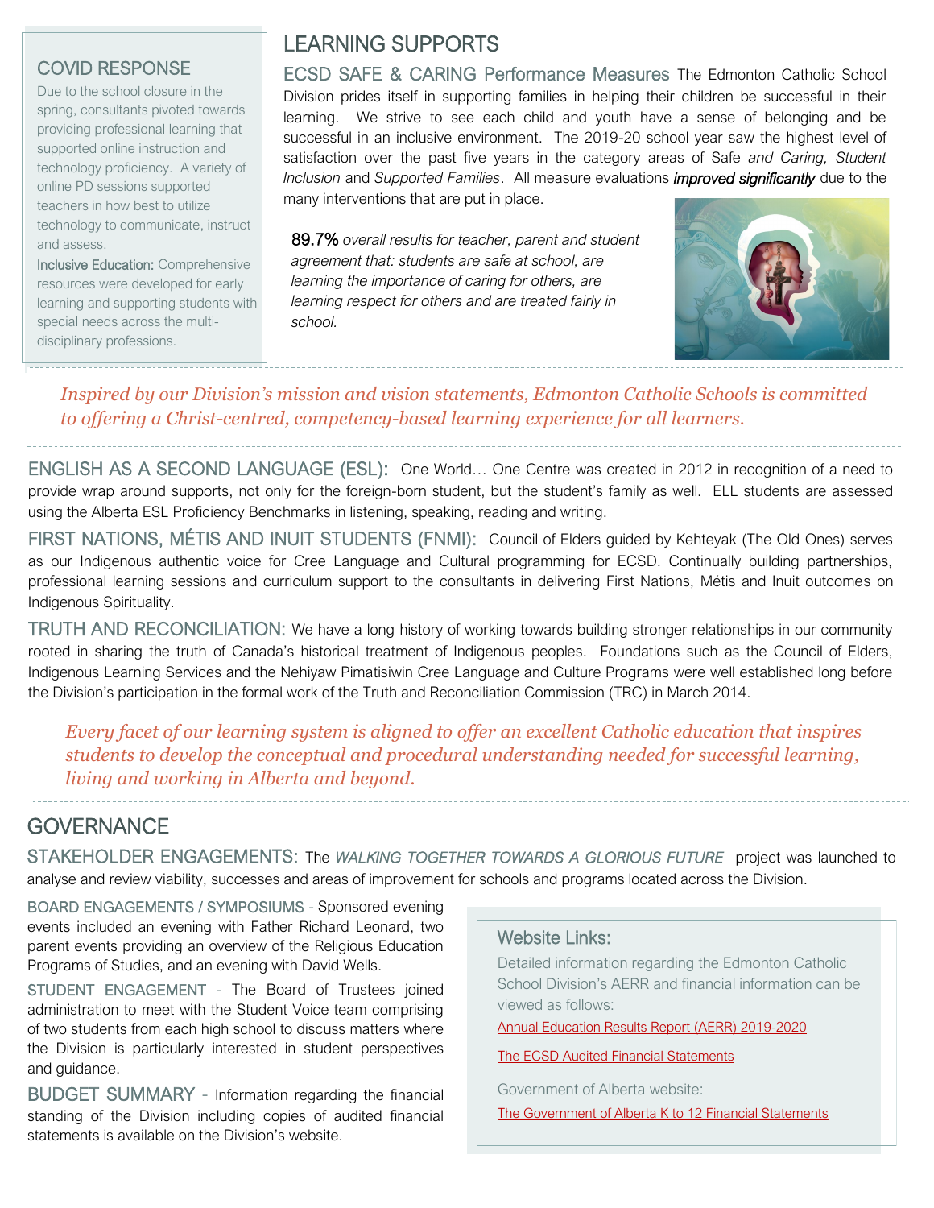## COVID RESPONSE

Due to the school closure in the spring, consultants pivoted towards providing professional learning that supported online instruction and technology proficiency. A variety of online PD sessions supported teachers in how best to utilize technology to communicate, instruct and assess.

**Inclusive Education:** Comprehensive resources were developed for early learning and supporting students with special needs across the multi-disciplinary professions.

# LEARNING SUPPORTS

**ECSD SAFE & CARING Performance Measures** The Edmonton Catholic School Division prides itself in supporting families in helping their children be successful in their learning. We strive to see each child and youth have a sense of belonging and be successful in an inclusive environment. The 2019-20 school year saw the highest level of satisfaction over the past five years in the category areas of Safe *and Caring, Student Inclusion* and *Supported Families*. All measure evaluations ***improved significantly*** due to the many interventions that are put in place.

89.7% *overall results for teacher, parent and student agreement that: students are safe at school, are learning the importance of caring for others, are learning respect for others and are treated fairly in school.*

*Inspired by our Division's mission and vision statements, Edmonton Catholic Schools is committed to offering a Christ-centred, competency-based learning experience for all learners.*

**ENGLISH AS A SECOND LANGUAGE (ESL):** One World… One Centre was created in 2012 in recognition of a need to provide wrap around supports, not only for the foreign-born student, but the student's family as well. ELL students are assessed using the Alberta ESL Proficiency Benchmarks in listening, speaking, reading and writing.

**FIRST NATIONS, MÉTIS AND INUIT STUDENTS (FNMI):** Council of Elders guided by Kehteyak (The Old Ones) serves as our Indigenous authentic voice for Cree Language and Cultural programming for ECSD. Continually building partnerships, professional learning sessions and curriculum support to the consultants in delivering First Nations, Métis and Inuit outcomes on Indigenous Spirituality.

**TRUTH AND RECONCILIATION:** We have a long history of working towards building stronger relationships in our community rooted in sharing the truth of Canada's historical treatment of Indigenous peoples. Foundations such as the Council of Elders, Indigenous Learning Services and the Nehiyaw Pimatisiwin Cree Language and Culture Programs were well established long before the Division's participation in the formal work of the Truth and Reconciliation Commission (TRC) in March 2014.

*Every facet of our learning system is aligned to offer an excellent Catholic education that inspires students to develop the conceptual and procedural understanding needed for successful learning, living and working in Alberta and beyond.*

# GOVERNANCE

**STAKEHOLDER ENGAGEMENTS:** The *WALKING TOGETHER TOWARDS A GLORIOUS FUTURE* project was launched to analyse and review viability, successes and areas of improvement for schools and programs located across the Division.

**BOARD ENGAGEMENTS / SYMPOSIUMS** - Sponsored evening events included an evening with Father Richard Leonard, two parent events providing an overview of the Religious Education Programs of Studies, and an evening with David Wells.

**STUDENT ENGAGEMENT** - The Board of Trustees joined administration to meet with the Student Voice team comprising of two students from each high school to discuss matters where the Division is particularly interested in student perspectives and guidance.

**BUDGET SUMMARY** - Information regarding the financial standing of the Division including copies of audited financial statements is available on the Division's website.

## Website Links:

Detailed information regarding the Edmonton Catholic School Division's AERR and financial information can be viewed as follows:

Annual Education Results Report (AERR) 2019-2020

The ECSD Audited Financial Statements

Government of Alberta website:

The Government of Alberta K to 12 Financial Statements